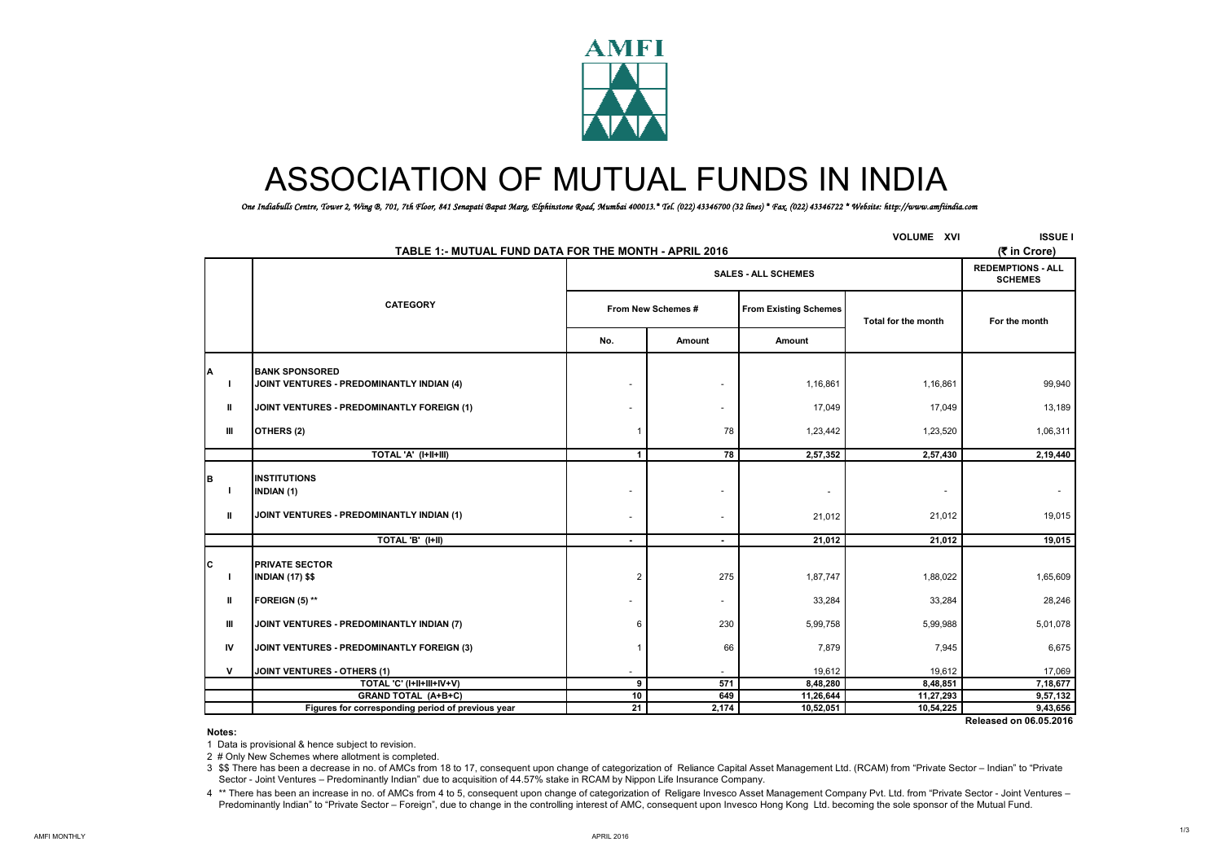# ASSOCIATION OF MUTUAL FUNDS IN INDIA

*One Indiabulls Centre, Tower 2, Wing B, 701, 7th Floor, 841 Senapati Bapat Marg, Elphinstone Road, Mumbai 400013.* Tel. (022) 43346700 (32 lines) * Fax. (022) 43346722 * Website: http://www.amfiindia.com*

VOLUME XVI ISSUE I

## TABLE 1:- MUTUAL FUND DATA FOR THE MONTH - APRIL 2016

(₹ in Crore)

| | | SALES - ALL SCHEMES | | | | REDEMPTIONS - ALL SCHEMES |
|---|---|---|---|---|---|---|
| | CATEGORY | From New Schemes # | | From Existing Schemes | Total for the month | For the month |
| | | No. | Amount | Amount | | |
| **A** | **BANK SPONSORED** | | | | | |
| I | JOINT VENTURES - PREDOMINANTLY INDIAN (4) | - | - | 1,16,861 | 1,16,861 | 99,940 |
| II | JOINT VENTURES - PREDOMINANTLY FOREIGN (1) | - | - | 17,049 | 17,049 | 13,189 |
| III | OTHERS (2) | 1 | 78 | 1,23,442 | 1,23,520 | 1,06,311 |
| | **TOTAL 'A' (I+II+III)** | **1** | **78** | **2,57,352** | **2,57,430** | **2,19,440** |
| **B** | **INSTITUTIONS** | | | | | |
| I | INDIAN (1) | - | - | - | - | - |
| II | JOINT VENTURES - PREDOMINANTLY INDIAN (1) | - | - | 21,012 | 21,012 | 19,015 |
| | **TOTAL 'B' (I+II)** | **-** | **-** | **21,012** | **21,012** | **19,015** |
| **C** | **PRIVATE SECTOR** | | | | | |
| I | INDIAN (17) $$ | 2 | 275 | 1,87,747 | 1,88,022 | 1,65,609 |
| II | FOREIGN (5) ** | - | - | 33,284 | 33,284 | 28,246 |
| III | JOINT VENTURES - PREDOMINANTLY INDIAN (7) | 6 | 230 | 5,99,758 | 5,99,988 | 5,01,078 |
| IV | JOINT VENTURES - PREDOMINANTLY FOREIGN (3) | 1 | 66 | 7,879 | 7,945 | 6,675 |
| V | JOINT VENTURES - OTHERS (1) | - | - | 19,612 | 19,612 | 17,069 |
| | **TOTAL 'C' (I+II+III+IV+V)** | **9** | **571** | **8,48,280** | **8,48,851** | **7,18,677** |
| | **GRAND TOTAL (A+B+C)** | **10** | **649** | **11,26,644** | **11,27,293** | **9,57,132** |
| | **Figures for corresponding period of previous year** | **21** | **2,174** | **10,52,051** | **10,54,225** | **9,43,656** |

**Released on 06.05.2016**

**Notes:**

1 Data is provisional & hence subject to revision.

2 # Only New Schemes where allotment is completed.

3 $$ There has been a decrease in no. of AMCs from 18 to 17, consequent upon change of categorization of Reliance Capital Asset Management Ltd. (RCAM) from "Private Sector – Indian" to "Private Sector - Joint Ventures – Predominantly Indian" due to acquisition of 44.57% stake in RCAM by Nippon Life Insurance Company.

4 ** There has been an increase in no. of AMCs from 4 to 5, consequent upon change of categorization of Religare Invesco Asset Management Company Pvt. Ltd. from "Private Sector - Joint Ventures – Predominantly Indian" to "Private Sector – Foreign", due to change in the controlling interest of AMC, consequent upon Invesco Hong Kong Ltd. becoming the sole sponsor of the Mutual Fund.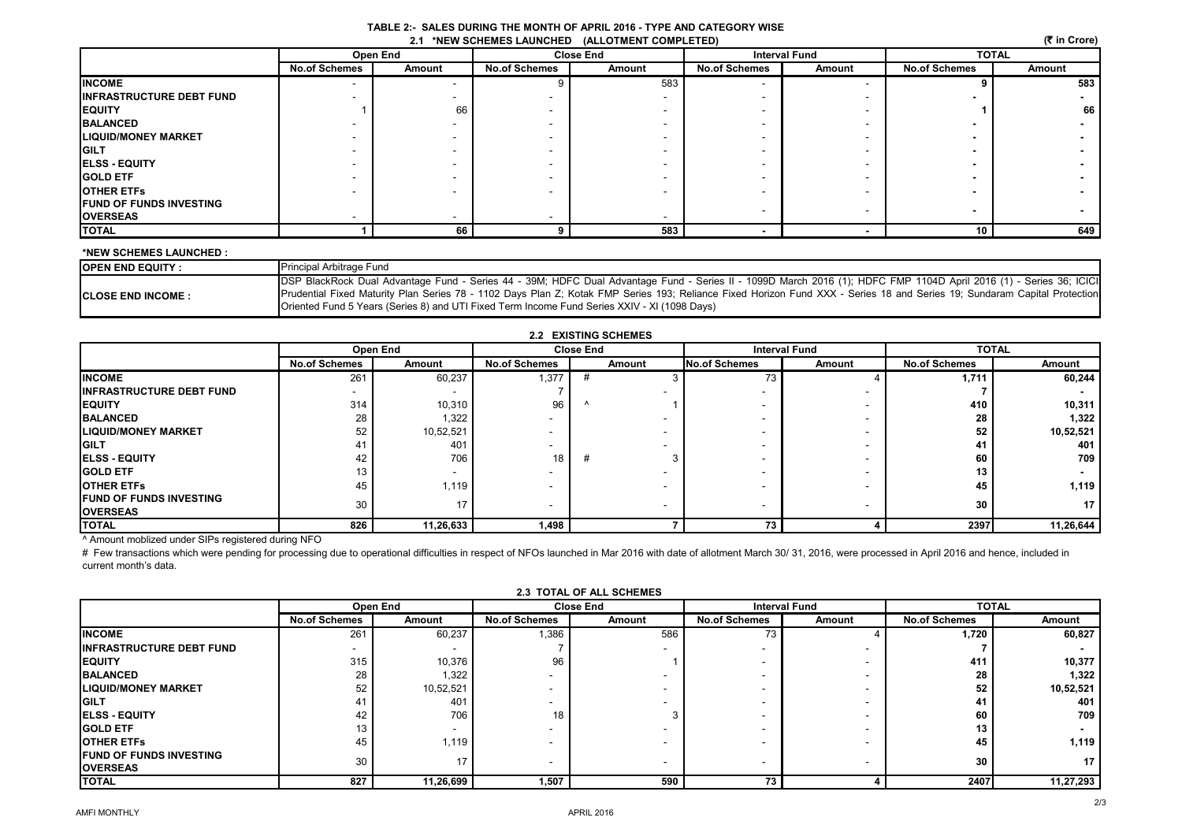# TABLE 2:- SALES DURING THE MONTH OF APRIL 2016 - TYPE AND CATEGORY WISE

## 2.1 *NEW SCHEMES LAUNCHED (ALLOTMENT COMPLETED)

(₹ in Crore)

| | Open End | | Close End | | Interval Fund | | TOTAL | |
|---|---|---|---|---|---|---|---|---|
| | No.of Schemes | Amount | No.of Schemes | Amount | No.of Schemes | Amount | No.of Schemes | Amount |
| INCOME | - | - | 9 | 583 | - | - | 9 | 583 |
| INFRASTRUCTURE DEBT FUND | - | - | - | - | - | - | - | - |
| EQUITY | 1 | 66 | - | - | - | - | 1 | 66 |
| BALANCED | - | - | - | - | - | - | - | - |
| LIQUID/MONEY MARKET | - | - | - | - | - | - | - | - |
| GILT | - | - | - | - | - | - | - | - |
| ELSS - EQUITY | - | - | - | - | - | - | - | - |
| GOLD ETF | - | - | - | - | - | - | - | - |
| OTHER ETFs | - | - | - | - | - | - | - | - |
| FUND OF FUNDS INVESTING OVERSEAS | - | - | - | - | - | - | - | - |
| TOTAL | 1 | 66 | 9 | 583 | - | - | 10 | 649 |

**\*NEW SCHEMES LAUNCHED :**

| | |
|---|---|
| OPEN END EQUITY : | Principal Arbitrage Fund |
| CLOSE END INCOME : | DSP BlackRock Dual Advantage Fund - Series 44 - 39M; HDFC Dual Advantage Fund - Series II - 1099D March 2016 (1); HDFC FMP 1104D April 2016 (1) - Series 36; ICICI Prudential Fixed Maturity Plan Series 78 - 1102 Days Plan Z; Kotak FMP Series 193; Reliance Fixed Horizon Fund XXX - Series 18 and Series 19; Sundaram Capital Protection Oriented Fund 5 Years (Series 8) and UTI Fixed Term Income Fund Series XXIV - XI (1098 Days) |

## 2.2 EXISTING SCHEMES

| | Open End | | Close End | | Interval Fund | | TOTAL | |
|---|---|---|---|---|---|---|---|---|
| | No.of Schemes | Amount | No.of Schemes | Amount | No.of Schemes | Amount | No.of Schemes | Amount |
| INCOME | 261 | 60,237 | 1,377 | # 3 | 73 | 4 | 1,711 | 60,244 |
| INFRASTRUCTURE DEBT FUND | - | - | 7 | - | - | - | 7 | - |
| EQUITY | 314 | 10,310 | 96 | ^ 1 | - | - | 410 | 10,311 |
| BALANCED | 28 | 1,322 | - | - | - | - | 28 | 1,322 |
| LIQUID/MONEY MARKET | 52 | 10,52,521 | - | - | - | - | 52 | 10,52,521 |
| GILT | 41 | 401 | - | - | - | - | 41 | 401 |
| ELSS - EQUITY | 42 | 706 | 18 | # 3 | - | - | 60 | 709 |
| GOLD ETF | 13 | - | - | - | - | - | 13 | - |
| OTHER ETFs | 45 | 1,119 | - | - | - | - | 45 | 1,119 |
| FUND OF FUNDS INVESTING OVERSEAS | 30 | 17 | - | - | - | - | 30 | 17 |
| TOTAL | 826 | 11,26,633 | 1,498 | 7 | 73 | 4 | 2397 | 11,26,644 |

^ Amount moblized under SIPs registered during NFO

# Few transactions which were pending for processing due to operational difficulties in respect of NFOs launched in Mar 2016 with date of allotment March 30/ 31, 2016, were processed in April 2016 and hence, included in current month's data.

## 2.3 TOTAL OF ALL SCHEMES

| | Open End | | Close End | | Interval Fund | | TOTAL | |
|---|---|---|---|---|---|---|---|---|
| | No.of Schemes | Amount | No.of Schemes | Amount | No.of Schemes | Amount | No.of Schemes | Amount |
| INCOME | 261 | 60,237 | 1,386 | 586 | 73 | 4 | 1,720 | 60,827 |
| INFRASTRUCTURE DEBT FUND | - | - | 7 | - | - | - | 7 | - |
| EQUITY | 315 | 10,376 | 96 | 1 | - | - | 411 | 10,377 |
| BALANCED | 28 | 1,322 | - | - | - | - | 28 | 1,322 |
| LIQUID/MONEY MARKET | 52 | 10,52,521 | - | - | - | - | 52 | 10,52,521 |
| GILT | 41 | 401 | - | - | - | - | 41 | 401 |
| ELSS - EQUITY | 42 | 706 | 18 | 3 | - | - | 60 | 709 |
| GOLD ETF | 13 | - | - | - | - | - | 13 | - |
| OTHER ETFs | 45 | 1,119 | - | - | - | - | 45 | 1,119 |
| FUND OF FUNDS INVESTING OVERSEAS | 30 | 17 | - | - | - | - | 30 | 17 |
| TOTAL | 827 | 11,26,699 | 1,507 | 590 | 73 | 4 | 2407 | 11,27,293 |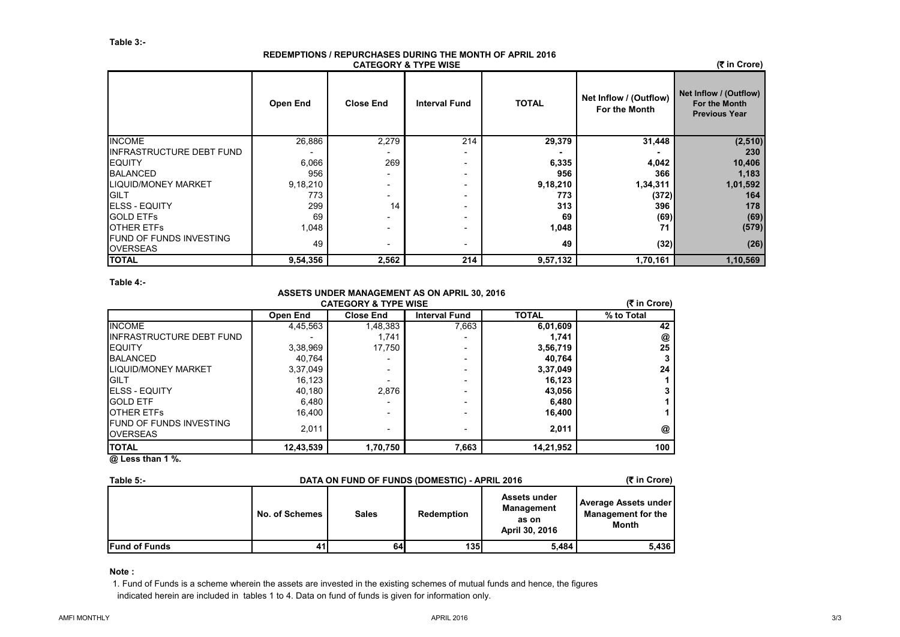**Table 3:-**

## REDEMPTIONS / REPURCHASES DURING THE MONTH OF APRIL 2016
### CATEGORY & TYPE WISE

(₹ in Crore)

| | Open End | Close End | Interval Fund | TOTAL | Net Inflow / (Outflow) For the Month | Net Inflow / (Outflow) For the Month Previous Year |
|---|---|---|---|---|---|---|
| INCOME | 26,886 | 2,279 | 214 | **29,379** | **31,448** | **(2,510)** |
| INFRASTRUCTURE DEBT FUND | - | - | - | **-** | **-** | **230** |
| EQUITY | 6,066 | 269 | - | **6,335** | **4,042** | **10,406** |
| BALANCED | 956 | - | - | **956** | **366** | **1,183** |
| LIQUID/MONEY MARKET | 9,18,210 | - | - | **9,18,210** | **1,34,311** | **1,01,592** |
| GILT | 773 | - | - | **773** | **(372)** | **164** |
| ELSS - EQUITY | 299 | 14 | - | **313** | **396** | **178** |
| GOLD ETFs | 69 | - | - | **69** | **(69)** | **(69)** |
| OTHER ETFs | 1,048 | - | - | **1,048** | **71** | **(579)** |
| FUND OF FUNDS INVESTING OVERSEAS | 49 | - | - | **49** | **(32)** | **(26)** |
| **TOTAL** | **9,54,356** | **2,562** | **214** | **9,57,132** | **1,70,161** | **1,10,569** |

**Table 4:-**

## ASSETS UNDER MANAGEMENT AS ON APRIL 30, 2016
### CATEGORY & TYPE WISE

(₹ in Crore)

| | Open End | Close End | Interval Fund | TOTAL | % to Total |
|---|---|---|---|---|---|
| INCOME | 4,45,563 | 1,48,383 | 7,663 | **6,01,609** | **42** |
| INFRASTRUCTURE DEBT FUND | - | 1,741 | - | **1,741** | **@** |
| EQUITY | 3,38,969 | 17,750 | - | **3,56,719** | **25** |
| BALANCED | 40,764 | - | - | **40,764** | **3** |
| LIQUID/MONEY MARKET | 3,37,049 | - | - | **3,37,049** | **24** |
| GILT | 16,123 | - | - | **16,123** | **1** |
| ELSS - EQUITY | 40,180 | 2,876 | - | **43,056** | **3** |
| GOLD ETF | 6,480 | - | - | **6,480** | **1** |
| OTHER ETFs | 16,400 | - | - | **16,400** | **1** |
| FUND OF FUNDS INVESTING OVERSEAS | 2,011 | - | - | **2,011** | **@** |
| **TOTAL** | **12,43,539** | **1,70,750** | **7,663** | **14,21,952** | **100** |

**@ Less than 1 %.**

**Table 5:-**

## DATA ON FUND OF FUNDS (DOMESTIC) - APRIL 2016

(₹ in Crore)

| | No. of Schemes | Sales | Redemption | Assets under Management as on April 30, 2016 | Average Assets under Management for the Month |
|---|---|---|---|---|---|
| **Fund of Funds** | 41 | 64 | 135 | 5,484 | 5,436 |

**Note :**

1. Fund of Funds is a scheme wherein the assets are invested in the existing schemes of mutual funds and hence, the figures indicated herein are included in tables 1 to 4. Data on fund of funds is given for information only.